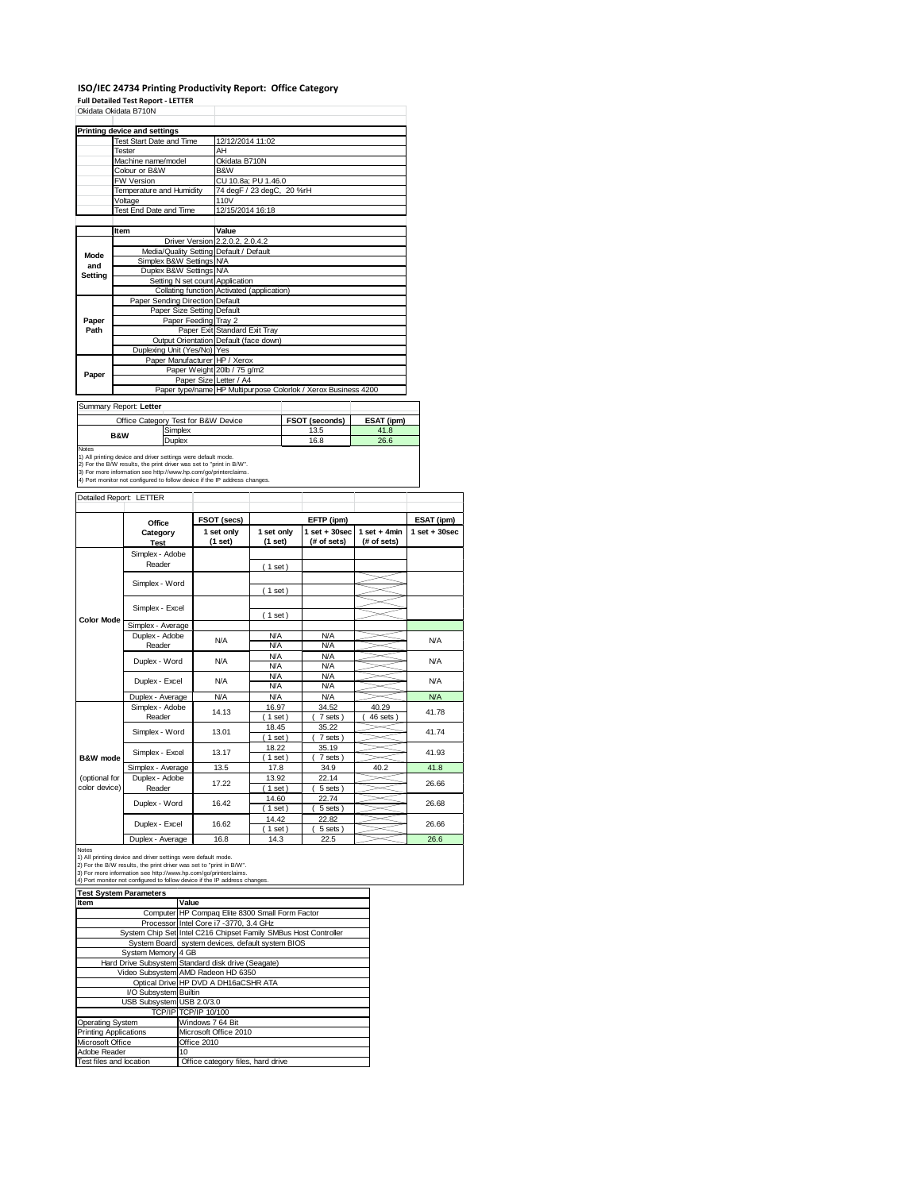# ISO/IEC 24734 Printing Productivity Report: Office Category

**Full Detailed Test Report - LETTER**

Okidata Okidata B710N

| Printing device and settings | |
|---|---|
| Test Start Date and Time | 12/12/2014 11:02 |
| Tester | AH |
| Machine name/model | Okidata B710N |
| Colour or B&W | B&W |
| FW Version | CU 10.8a; PU 1.46.0 |
| Temperature and Humidity | 74 degF / 23 degC, 20 %rH |
| Voltage | 110V |
| Test End Date and Time | 12/15/2014 16:18 |

| | Item | Value |
|---|---|---|
| Mode and Setting | Driver Version | 2.2.0.2, 2.0.4.2 |
| | Media/Quality Setting | Default / Default |
| | Simplex B&W Settings | N/A |
| | Duplex B&W Settings | N/A |
| | Setting N set count | Application |
| | Collating function | Activated (application) |
| Paper Path | Paper Sending Direction | Default |
| | Paper Size Setting | Default |
| | Paper Feeding | Tray 2 |
| | Paper Exit | Standard Exit Tray |
| | Output Orientation | Default (face down) |
| | Duplexing Unit (Yes/No) | Yes |
| Paper | Paper Manufacturer | HP / Xerox |
| | Paper Weight | 20lb / 75 g/m2 |
| | Paper Size | Letter / A4 |
| | Paper type/name | HP Multipurpose Colorlok / Xerox Business 4200 |

Summary Report: **Letter**

| Office Category Test for B&W Device | | FSOT (seconds) | ESAT (ipm) |
|---|---|---|---|
| B&W | Simplex | 13.5 | 41.8 |
| | Duplex | 16.8 | 26.6 |

Notes
1) All printing device and driver settings were default mode.
2) For the B/W results, the print driver was set to "print in B/W".
3) For more information see http://www.hp.com/go/printerclaims.
4) Port monitor not configured to follow device if the IP address changes.

Detailed Report: LETTER

| | Office Category Test | FSOT (secs) 1 set only (1 set) | EFTP (ipm) 1 set only (1 set) | EFTP (ipm) 1 set + 30sec (# of sets) | EFTP (ipm) 1 set + 4min (# of sets) | ESAT (ipm) 1 set + 30sec |
|---|---|---|---|---|---|---|
| Color Mode | Simplex - Adobe Reader | | ( 1 set ) | | | |
| | Simplex - Word | | ( 1 set ) | | | |
| | Simplex - Excel | | ( 1 set ) | | | |
| | Simplex - Average | | | | | |
| | Duplex - Adobe Reader | N/A | N/A<br>N/A | N/A<br>N/A | | N/A |
| | Duplex - Word | N/A | N/A<br>N/A | N/A<br>N/A | | N/A |
| | Duplex - Excel | N/A | N/A<br>N/A | N/A<br>N/A | | N/A |
| | Duplex - Average | N/A | N/A | N/A | | N/A |
| B&W mode<br><br>(optional for color device) | Simplex - Adobe Reader | 14.13 | 16.97<br>( 1 set ) | 34.52<br>( 7 sets ) | 40.29<br>( 46 sets ) | 41.78 |
| | Simplex - Word | 13.01 | 18.45<br>( 1 set ) | 35.22<br>( 7 sets ) | | 41.74 |
| | Simplex - Excel | 13.17 | 18.22<br>( 1 set ) | 35.19<br>( 7 sets ) | | 41.93 |
| | Simplex - Average | 13.5 | 17.8 | 34.9 | 40.2 | 41.8 |
| | Duplex - Adobe Reader | 17.22 | 13.92<br>( 1 set ) | 22.14<br>( 5 sets ) | | 26.66 |
| | Duplex - Word | 16.42 | 14.60<br>( 1 set ) | 22.74<br>( 5 sets ) | | 26.68 |
| | Duplex - Excel | 16.62 | 14.42<br>( 1 set ) | 22.82<br>( 5 sets ) | | 26.66 |
| | Duplex - Average | 16.8 | 14.3 | 22.5 | | 26.6 |

Notes
1) All printing device and driver settings were default mode.
2) For the B/W results, the print driver was set to "print in B/W".
3) For more information see http://www.hp.com/go/printerclaims.
4) Port monitor not configured to follow device if the IP address changes.

| Test System Parameters | |
|---|---|
| **Item** | **Value** |
| Computer | HP Compaq Elite 8300 Small Form Factor |
| Processor | Intel Core i7 -3770, 3.4 GHz |
| System Chip Set | Intel C216 Chipset Family SMBus Host Controller |
| System Board | system devices, default system BIOS |
| System Memory | 4 GB |
| Hard Drive Subsystem | Standard disk drive (Seagate) |
| Video Subsystem | AMD Radeon HD 6350 |
| Optical Drive | HP DVD A DH16aCSHR ATA |
| I/O Subsystem | Builtin |
| USB Subsystem | USB 2.0/3.0 |
| TCP/IP | TCP/IP 10/100 |
| Operating System | Windows 7 64 Bit |
| Printing Applications | Microsoft Office 2010 |
| Microsoft Office | Office 2010 |
| Adobe Reader | 10 |
| Test files and location | Office category files, hard drive |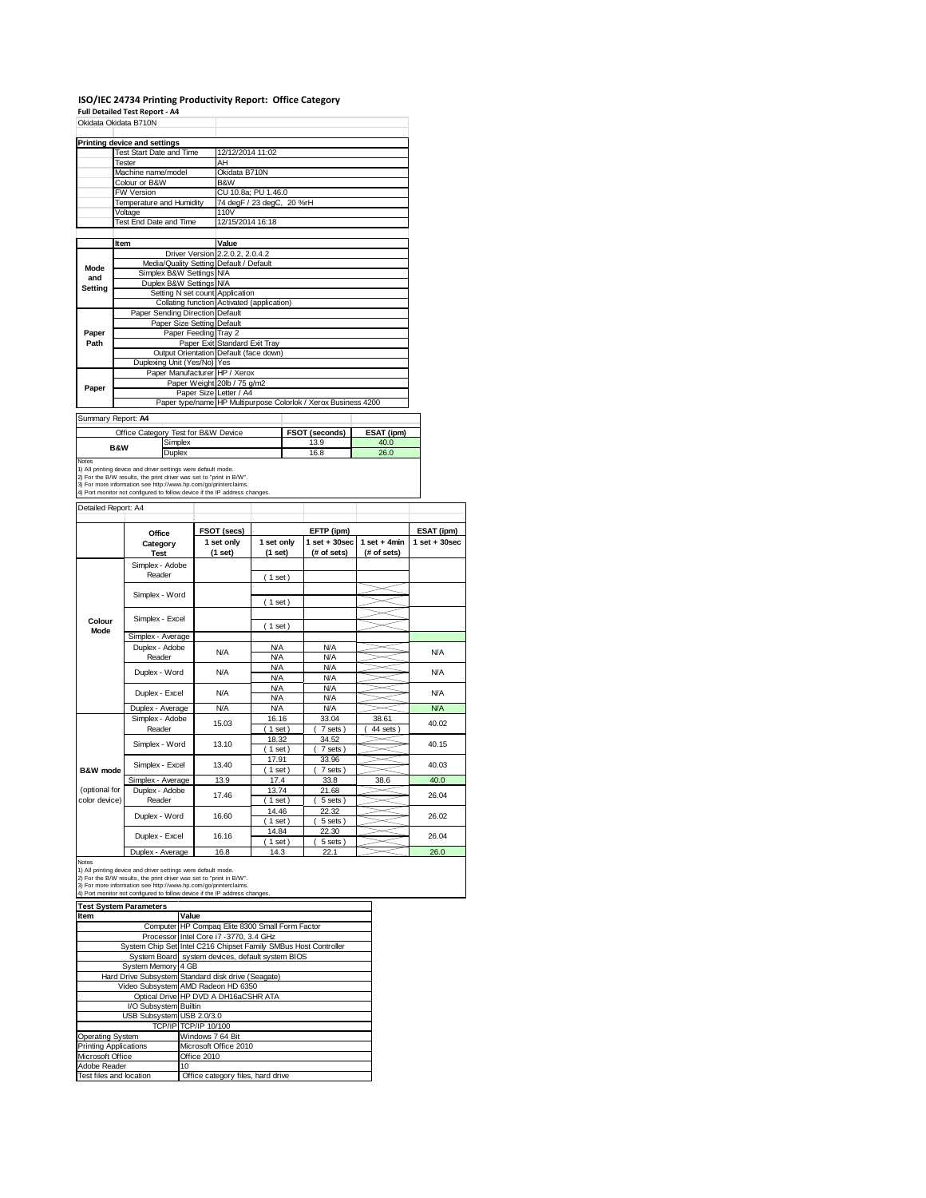# ISO/IEC 24734 Printing Productivity Report: Office Category

**Full Detailed Test Report - A4**

Okidata Okidata B710N

| Printing device and settings | |
|---|---|
| Test Start Date and Time | 12/12/2014 11:02 |
| Tester | AH |
| Machine name/model | Okidata B710N |
| Colour or B&W | B&W |
| FW Version | CU 10.8a; PU 1.46.0 |
| Temperature and Humidity | 74 degF / 23 degC, 20 %rH |
| Voltage | 110V |
| Test End Date and Time | 12/15/2014 16:18 |

| | Item | Value |
|---|---|---|
| Mode and Setting | Driver Version | 2.2.0.2, 2.0.4.2 |
| | Media/Quality Setting | Default / Default |
| | Simplex B&W Settings | N/A |
| | Duplex B&W Settings | N/A |
| | Setting N set count | Application |
| | Collating function | Activated (application) |
| Paper Path | Paper Sending Direction | Default |
| | Paper Size Setting | Default |
| | Paper Feeding | Tray 2 |
| | Paper Exit | Standard Exit Tray |
| | Output Orientation | Default (face down) |
| | Duplexing Unit (Yes/No) | Yes |
| Paper | Paper Manufacturer | HP / Xerox |
| | Paper Weight | 20lb / 75 g/m2 |
| | Paper Size | Letter / A4 |
| | Paper type/name | HP Multipurpose Colorlok / Xerox Business 4200 |

Summary Report: **A4**

| Office Category Test for B&W Device | | FSOT (seconds) | ESAT (ipm) |
|---|---|---|---|
| B&W | Simplex | 13.9 | 40.0 |
| | Duplex | 16.8 | 26.0 |

Notes
1) All printing device and driver settings were default mode.
2) For the B/W results, the print driver was set to "print in B/W".
3) For more information see http://www.hp.com/go/printerclaims.
4) Port monitor not configured to follow device if the IP address changes.

Detailed Report: A4

| | Office Category Test | FSOT (secs) 1 set only (1 set) | EFTP (ipm) 1 set only (1 set) | EFTP (ipm) 1 set + 30sec (# of sets) | EFTP (ipm) 1 set + 4min (# of sets) | ESAT (ipm) 1 set + 30sec |
|---|---|---|---|---|---|---|
| Colour Mode | Simplex - Adobe Reader | | ( 1 set ) | | | |
| | Simplex - Word | | ( 1 set ) | | | |
| | Simplex - Excel | | ( 1 set ) | | | |
| | Simplex - Average | | | | | |
| | Duplex - Adobe Reader | N/A | N/A / N/A | N/A / N/A | | N/A |
| | Duplex - Word | N/A | N/A / N/A | N/A / N/A | | N/A |
| | Duplex - Excel | N/A | N/A / N/A | N/A / N/A | | N/A |
| | Duplex - Average | N/A | N/A | N/A | | N/A |
| B&W mode (optional for color device) | Simplex - Adobe Reader | 15.03 | 16.16 ( 1 set ) | 33.04 ( 7 sets ) | 38.61 ( 44 sets ) | 40.02 |
| | Simplex - Word | 13.10 | 18.32 ( 1 set ) | 34.52 ( 7 sets ) | | 40.15 |
| | Simplex - Excel | 13.40 | 17.91 ( 1 set ) | 33.96 ( 7 sets ) | | 40.03 |
| | Simplex - Average | 13.9 | 17.4 | 33.8 | 38.6 | 40.0 |
| | Duplex - Adobe Reader | 17.46 | 13.74 ( 1 set ) | 21.68 ( 5 sets ) | | 26.04 |
| | Duplex - Word | 16.60 | 14.46 ( 1 set ) | 22.32 ( 5 sets ) | | 26.02 |
| | Duplex - Excel | 16.16 | 14.84 ( 1 set ) | 22.30 ( 5 sets ) | | 26.04 |
| | Duplex - Average | 16.8 | 14.3 | 22.1 | | 26.0 |

Notes
1) All printing device and driver settings were default mode.
2) For the B/W results, the print driver was set to "print in B/W".
3) For more information see http://www.hp.com/go/printerclaims.
4) Port monitor not configured to follow device if the IP address changes.

| Test System Parameters | |
|---|---|
| **Item** | **Value** |
| Computer | HP Compaq Elite 8300 Small Form Factor |
| Processor | Intel Core i7 -3770, 3.4 GHz |
| System Chip Set | Intel C216 Chipset Family SMBus Host Controller |
| System Board | system devices, default system BIOS |
| System Memory | 4 GB |
| Hard Drive Subsystem | Standard disk drive (Seagate) |
| Video Subsystem | AMD Radeon HD 6350 |
| Optical Drive | HP DVD A DH16aCSHR ATA |
| I/O Subsystem | Builtin |
| USB Subsystem | USB 2.0/3.0 |
| TCP/IP | TCP/IP 10/100 |
| Operating System | Windows 7 64 Bit |
| Printing Applications | Microsoft Office 2010 |
| Microsoft Office | Office 2010 |
| Adobe Reader | 10 |
| Test files and location | Office category files, hard drive |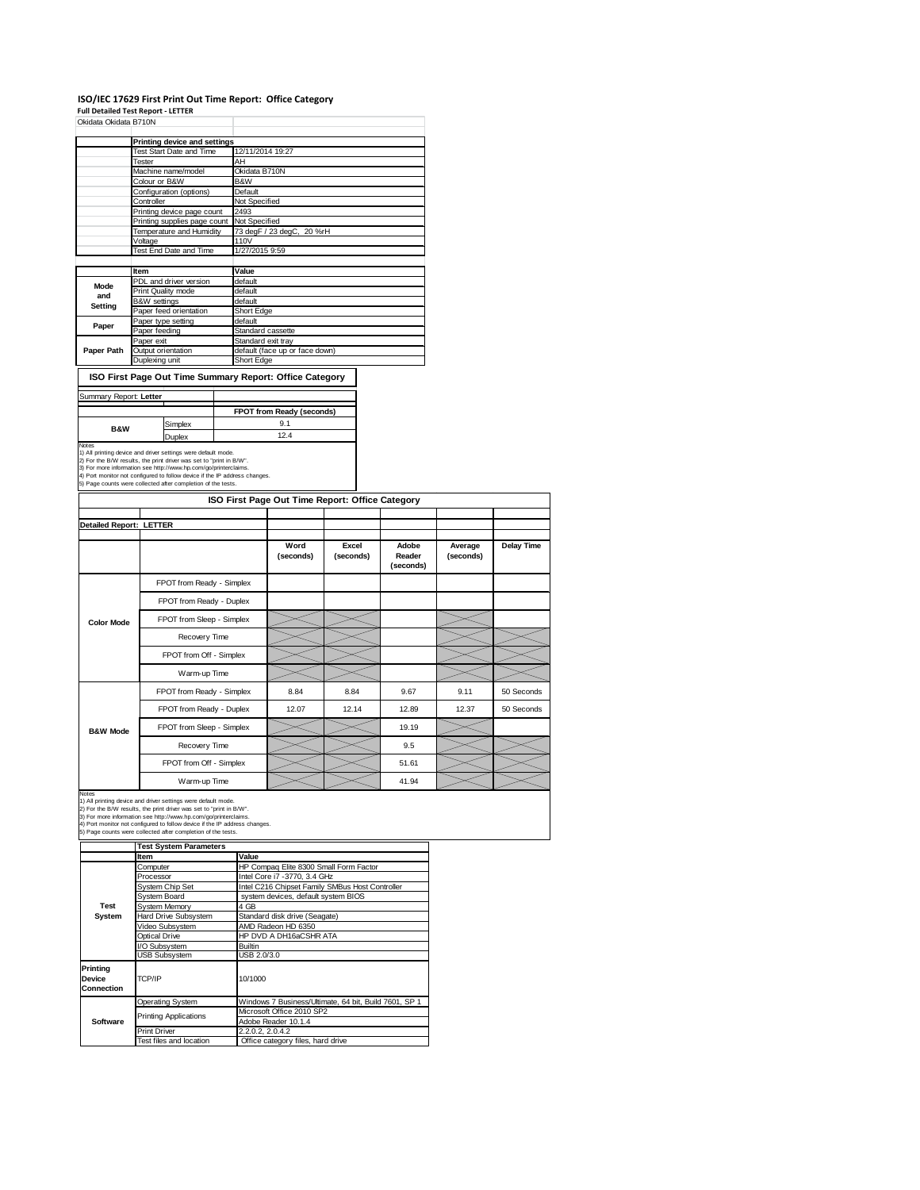# ISO/IEC 17629 First Print Out Time Report: Office Category

**Full Detailed Test Report - LETTER**

Okidata Okidata B710N

| | | |
|---|---|---|
| | **Printing device and settings** | |
| | Test Start Date and Time | 12/11/2014 19:27 |
| | Tester | AH |
| | Machine name/model | Okidata B710N |
| | Colour or B&W | B&W |
| | Configuration (options) | Default |
| | Controller | Not Specified |
| | Printing device page count | 2493 |
| | Printing supplies page count | Not Specified |
| | Temperature and Humidity | 73 degF / 23 degC, 20 %rH |
| | Voltage | 110V |
| | Test End Date and Time | 1/27/2015 9:59 |
| | | |
| | **Item** | **Value** |
| Mode and Setting | PDL and driver version | default |
| | Print Quality mode | default |
| | B&W settings | default |
| | Paper feed orientation | Short Edge |
| Paper | Paper type setting | default |
| | Paper feeding | Standard cassette |
| Paper Path | Paper exit | Standard exit tray |
| | Output orientation | default (face up or face down) |
| | Duplexing unit | Short Edge |

## ISO First Page Out Time Summary Report: Office Category

Summary Report: **Letter**

| | | FPOT from Ready (seconds) |
|---|---|---|
| B&W | Simplex | 9.1 |
| | Duplex | 12.4 |

Notes
1) All printing device and driver settings were default mode.
2) For the B/W results, the print driver was set to "print in B/W".
3) For more information see http://www.hp.com/go/printerclaims.
4) Port monitor not configured to follow device if the IP address changes.
5) Page counts were collected after completion of the tests.

## ISO First Page Out Time Report: Office Category

Detailed Report: **LETTER**

| | | Word (seconds) | Excel (seconds) | Adobe Reader (seconds) | Average (seconds) | Delay Time |
|---|---|---|---|---|---|---|
| Color Mode | FPOT from Ready - Simplex | | | | | |
| | FPOT from Ready - Duplex | | | | | |
| | FPOT from Sleep - Simplex | | | | | |
| | Recovery Time | | | | | |
| | FPOT from Off - Simplex | | | | | |
| | Warm-up Time | | | | | |
| B&W Mode | FPOT from Ready - Simplex | 8.84 | 8.84 | 9.67 | 9.11 | 50 Seconds |
| | FPOT from Ready - Duplex | 12.07 | 12.14 | 12.89 | 12.37 | 50 Seconds |
| | FPOT from Sleep - Simplex | | | 19.19 | | |
| | Recovery Time | | | 9.5 | | |
| | FPOT from Off - Simplex | | | 51.61 | | |
| | Warm-up Time | | | 41.94 | | |

Notes
1) All printing device and driver settings were default mode.
2) For the B/W results, the print driver was set to "print in B/W".
3) For more information see http://www.hp.com/go/printerclaims.
4) Port monitor not configured to follow device if the IP address changes.
5) Page counts were collected after completion of the tests.

| | | |
|---|---|---|
| | **Test System Parameters** | |
| | **Item** | **Value** |
| Test System | Computer | HP Compaq Elite 8300 Small Form Factor |
| | Processor | Intel Core i7 -3770, 3.4 GHz |
| | System Chip Set | Intel C216 Chipset Family SMBus Host Controller |
| | System Board | system devices, default system BIOS |
| | System Memory | 4 GB |
| | Hard Drive Subsystem | Standard disk drive (Seagate) |
| | Video Subsystem | AMD Radeon HD 6350 |
| | Optical Drive | HP DVD A DH16aCSHR ATA |
| | I/O Subsystem | Builtin |
| | USB Subsystem | USB 2.0/3.0 |
| Printing Device Connection | TCP/IP | 10/1000 |
| Software | Operating System | Windows 7 Business/Ultimate, 64 bit, Build 7601, SP 1 |
| | Printing Applications | Microsoft Office 2010 SP2 |
| | | Adobe Reader 10.1.4 |
| | Print Driver | 2.2.0.2, 2.0.4.2 |
| | Test files and location | Office category files, hard drive |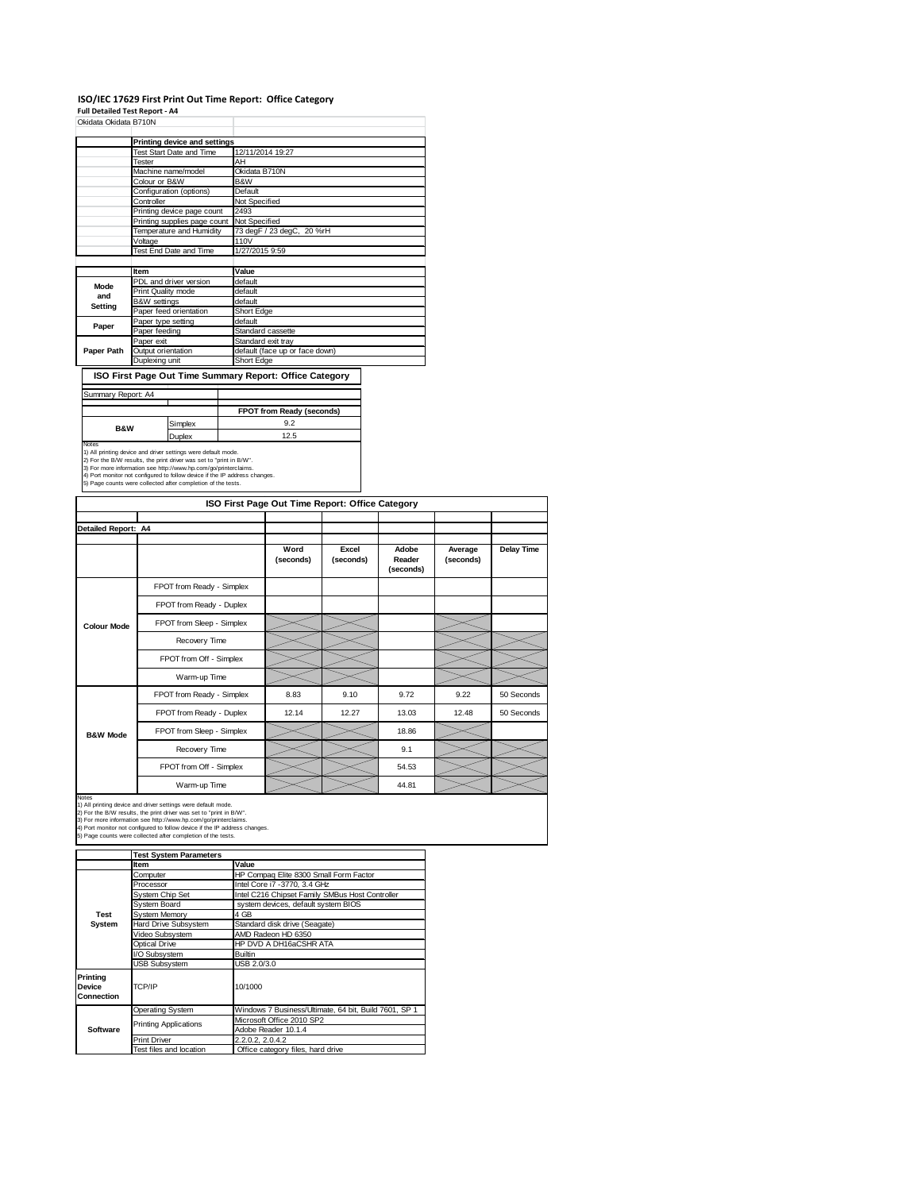# ISO/IEC 17629 First Print Out Time Report: Office Category

**Full Detailed Test Report - A4**

Okidata Okidata B710N

| | | |
|---|---|---|
| | **Printing device and settings** | |
| | Test Start Date and Time | 12/11/2014 19:27 |
| | Tester | AH |
| | Machine name/model | Okidata B710N |
| | Colour or B&W | B&W |
| | Configuration (options) | Default |
| | Controller | Not Specified |
| | Printing device page count | 2493 |
| | Printing supplies page count | Not Specified |
| | Temperature and Humidity | 73 degF / 23 degC, 20 %rH |
| | Voltage | 110V |
| | Test End Date and Time | 1/27/2015 9:59 |

| | | |
|---|---|---|
| | **Item** | **Value** |
| **Mode and Setting** | PDL and driver version | default |
| | Print Quality mode | default |
| | B&W settings | default |
| | Paper feed orientation | Short Edge |
| **Paper** | Paper type setting | default |
| | Paper feeding | Standard cassette |
| **Paper Path** | Paper exit | Standard exit tray |
| | Output orientation | default (face up or face down) |
| | Duplexing unit | Short Edge |

## ISO First Page Out Time Summary Report: Office Category

Summary Report: A4

| | | FPOT from Ready (seconds) |
|---|---|---|
| **B&W** | Simplex | 9.2 |
| | Duplex | 12.5 |

Notes
1) All printing device and driver settings were default mode.
2) For the B/W results, the print driver was set to "print in B/W".
3) For more information see http://www.hp.com/go/printerclaims.
4) Port monitor not configured to follow device if the IP address changes.
5) Page counts were collected after completion of the tests.

## ISO First Page Out Time Report: Office Category

Detailed Report: A4

| | | Word (seconds) | Excel (seconds) | Adobe Reader (seconds) | Average (seconds) | Delay Time |
|---|---|---|---|---|---|---|
| **Colour Mode** | FPOT from Ready - Simplex | | | | | |
| | FPOT from Ready - Duplex | | | | | |
| | FPOT from Sleep - Simplex | | | | | |
| | Recovery Time | | | | | |
| | FPOT from Off - Simplex | | | | | |
| | Warm-up Time | | | | | |
| **B&W Mode** | FPOT from Ready - Simplex | 8.83 | 9.10 | 9.72 | 9.22 | 50 Seconds |
| | FPOT from Ready - Duplex | 12.14 | 12.27 | 13.03 | 12.48 | 50 Seconds |
| | FPOT from Sleep - Simplex | | | 18.86 | | |
| | Recovery Time | | | 9.1 | | |
| | FPOT from Off - Simplex | | | 54.53 | | |
| | Warm-up Time | | | 44.81 | | |

Notes
1) All printing device and driver settings were default mode.
2) For the B/W results, the print driver was set to "print in B/W".
3) For more information see http://www.hp.com/go/printerclaims.
4) Port monitor not configured to follow device if the IP address changes.
5) Page counts were collected after completion of the tests.

| | | |
|---|---|---|
| | **Test System Parameters** | |
| | **Item** | **Value** |
| **Test System** | Computer | HP Compaq Elite 8300 Small Form Factor |
| | Processor | Intel Core i7 -3770, 3.4 GHz |
| | System Chip Set | Intel C216 Chipset Family SMBus Host Controller |
| | System Board | system devices, default system BIOS |
| | System Memory | 4 GB |
| | Hard Drive Subsystem | Standard disk drive (Seagate) |
| | Video Subsystem | AMD Radeon HD 6350 |
| | Optical Drive | HP DVD A DH16aCSHR ATA |
| | I/O Subsystem | Builtin |
| | USB Subsystem | USB 2.0/3.0 |
| **Printing Device Connection** | TCP/IP | 10/1000 |
| **Software** | Operating System | Windows 7 Business/Ultimate, 64 bit, Build 7601, SP 1 |
| | Printing Applications | Microsoft Office 2010 SP2 |
| | | Adobe Reader 10.1.4 |
| | Print Driver | 2.2.0.2, 2.0.4.2 |
| | Test files and location | Office category files, hard drive |